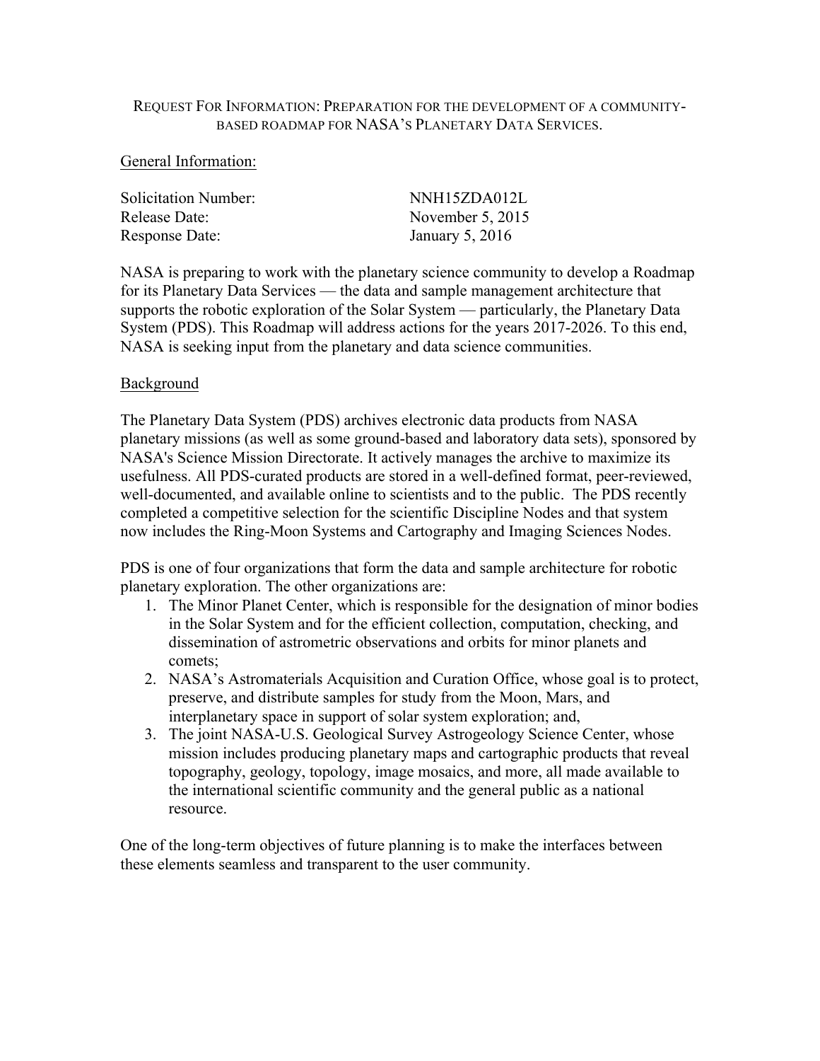# Request For Information: Preparation for the development of a community-based roadmap for NASA's Planetary Data Services.

## General Information:

| | |
|---|---|
| Solicitation Number: | NNH15ZDA012L |
| Release Date: | November 5, 2015 |
| Response Date: | January 5, 2016 |

NASA is preparing to work with the planetary science community to develop a Roadmap for its Planetary Data Services — the data and sample management architecture that supports the robotic exploration of the Solar System — particularly, the Planetary Data System (PDS). This Roadmap will address actions for the years 2017-2026. To this end, NASA is seeking input from the planetary and data science communities.

## Background

The Planetary Data System (PDS) archives electronic data products from NASA planetary missions (as well as some ground-based and laboratory data sets), sponsored by NASA's Science Mission Directorate. It actively manages the archive to maximize its usefulness. All PDS-curated products are stored in a well-defined format, peer-reviewed, well-documented, and available online to scientists and to the public. The PDS recently completed a competitive selection for the scientific Discipline Nodes and that system now includes the Ring-Moon Systems and Cartography and Imaging Sciences Nodes.

PDS is one of four organizations that form the data and sample architecture for robotic planetary exploration. The other organizations are:

1. The Minor Planet Center, which is responsible for the designation of minor bodies in the Solar System and for the efficient collection, computation, checking, and dissemination of astrometric observations and orbits for minor planets and comets;
2. NASA's Astromaterials Acquisition and Curation Office, whose goal is to protect, preserve, and distribute samples for study from the Moon, Mars, and interplanetary space in support of solar system exploration; and,
3. The joint NASA-U.S. Geological Survey Astrogeology Science Center, whose mission includes producing planetary maps and cartographic products that reveal topography, geology, topology, image mosaics, and more, all made available to the international scientific community and the general public as a national resource.

One of the long-term objectives of future planning is to make the interfaces between these elements seamless and transparent to the user community.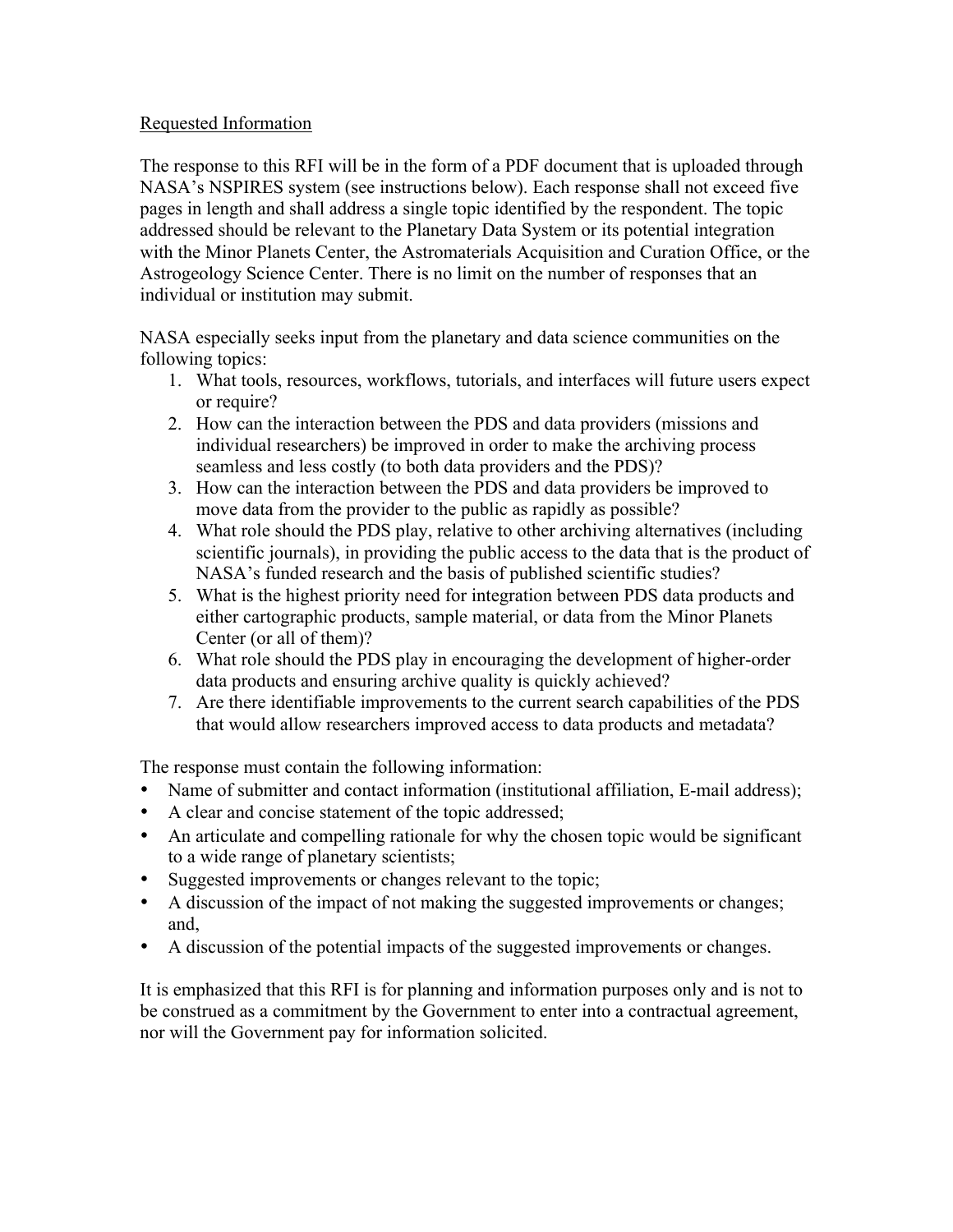Requested Information

The response to this RFI will be in the form of a PDF document that is uploaded through NASA's NSPIRES system (see instructions below). Each response shall not exceed five pages in length and shall address a single topic identified by the respondent. The topic addressed should be relevant to the Planetary Data System or its potential integration with the Minor Planets Center, the Astromaterials Acquisition and Curation Office, or the Astrogeology Science Center. There is no limit on the number of responses that an individual or institution may submit.

NASA especially seeks input from the planetary and data science communities on the following topics:

1. What tools, resources, workflows, tutorials, and interfaces will future users expect or require?
2. How can the interaction between the PDS and data providers (missions and individual researchers) be improved in order to make the archiving process seamless and less costly (to both data providers and the PDS)?
3. How can the interaction between the PDS and data providers be improved to move data from the provider to the public as rapidly as possible?
4. What role should the PDS play, relative to other archiving alternatives (including scientific journals), in providing the public access to the data that is the product of NASA's funded research and the basis of published scientific studies?
5. What is the highest priority need for integration between PDS data products and either cartographic products, sample material, or data from the Minor Planets Center (or all of them)?
6. What role should the PDS play in encouraging the development of higher-order data products and ensuring archive quality is quickly achieved?
7. Are there identifiable improvements to the current search capabilities of the PDS that would allow researchers improved access to data products and metadata?

The response must contain the following information:

- Name of submitter and contact information (institutional affiliation, E-mail address);
- A clear and concise statement of the topic addressed;
- An articulate and compelling rationale for why the chosen topic would be significant to a wide range of planetary scientists;
- Suggested improvements or changes relevant to the topic;
- A discussion of the impact of not making the suggested improvements or changes; and,
- A discussion of the potential impacts of the suggested improvements or changes.

It is emphasized that this RFI is for planning and information purposes only and is not to be construed as a commitment by the Government to enter into a contractual agreement, nor will the Government pay for information solicited.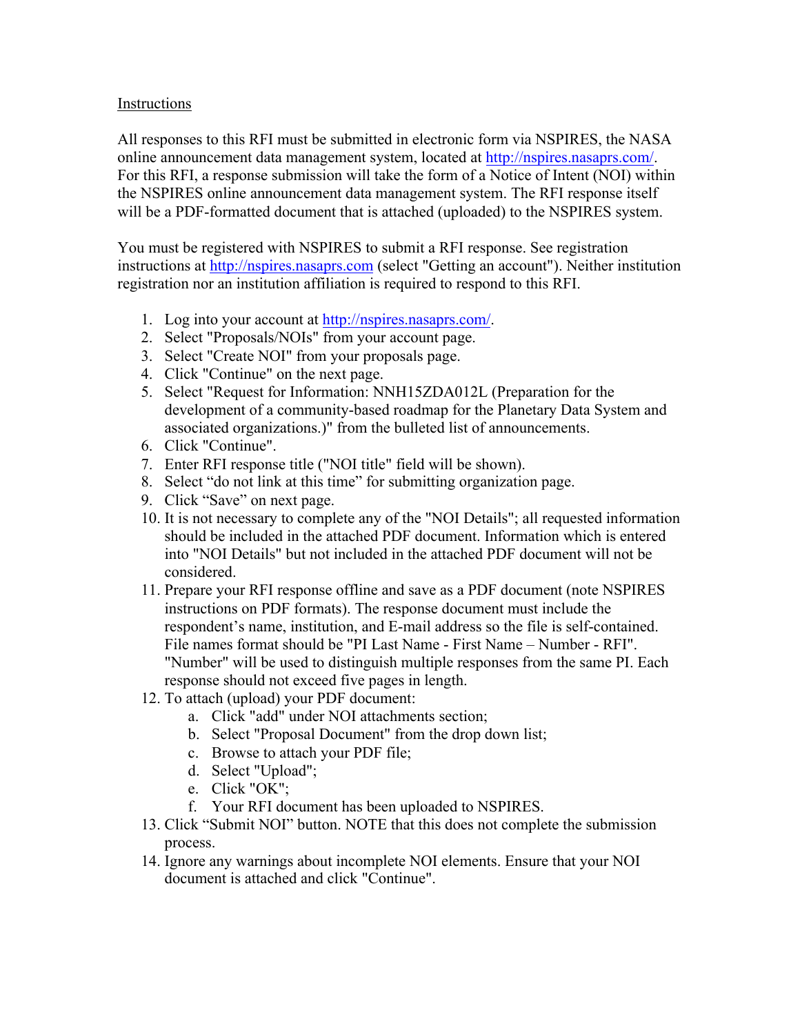Instructions

All responses to this RFI must be submitted in electronic form via NSPIRES, the NASA online announcement data management system, located at http://nspires.nasaprs.com/. For this RFI, a response submission will take the form of a Notice of Intent (NOI) within the NSPIRES online announcement data management system. The RFI response itself will be a PDF-formatted document that is attached (uploaded) to the NSPIRES system.

You must be registered with NSPIRES to submit a RFI response. See registration instructions at http://nspires.nasaprs.com (select "Getting an account"). Neither institution registration nor an institution affiliation is required to respond to this RFI.

1. Log into your account at http://nspires.nasaprs.com/.
2. Select "Proposals/NOIs" from your account page.
3. Select "Create NOI" from your proposals page.
4. Click "Continue" on the next page.
5. Select "Request for Information: NNH15ZDA012L (Preparation for the development of a community-based roadmap for the Planetary Data System and associated organizations.)" from the bulleted list of announcements.
6. Click "Continue".
7. Enter RFI response title ("NOI title" field will be shown).
8. Select "do not link at this time" for submitting organization page.
9. Click "Save" on next page.
10. It is not necessary to complete any of the "NOI Details"; all requested information should be included in the attached PDF document. Information which is entered into "NOI Details" but not included in the attached PDF document will not be considered.
11. Prepare your RFI response offline and save as a PDF document (note NSPIRES instructions on PDF formats). The response document must include the respondent's name, institution, and E-mail address so the file is self-contained. File names format should be "PI Last Name - First Name – Number - RFI". "Number" will be used to distinguish multiple responses from the same PI. Each response should not exceed five pages in length.
12. To attach (upload) your PDF document:
    a. Click "add" under NOI attachments section;
    b. Select "Proposal Document" from the drop down list;
    c. Browse to attach your PDF file;
    d. Select "Upload";
    e. Click "OK";
    f. Your RFI document has been uploaded to NSPIRES.
13. Click "Submit NOI" button. NOTE that this does not complete the submission process.
14. Ignore any warnings about incomplete NOI elements. Ensure that your NOI document is attached and click "Continue".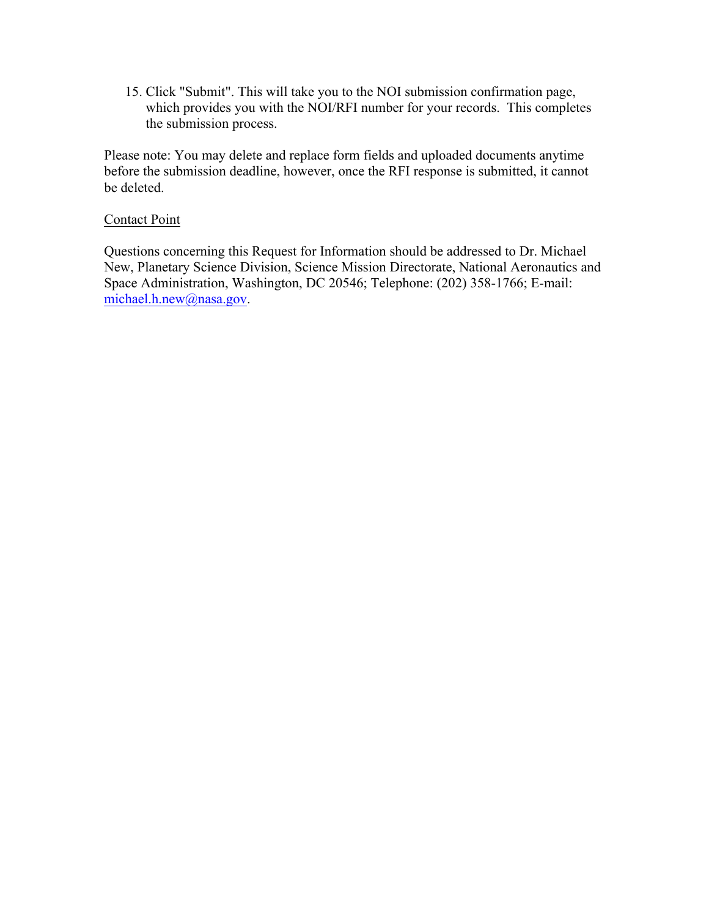15. Click "Submit". This will take you to the NOI submission confirmation page, which provides you with the NOI/RFI number for your records. This completes the submission process.

Please note: You may delete and replace form fields and uploaded documents anytime before the submission deadline, however, once the RFI response is submitted, it cannot be deleted.

Contact Point

Questions concerning this Request for Information should be addressed to Dr. Michael New, Planetary Science Division, Science Mission Directorate, National Aeronautics and Space Administration, Washington, DC 20546; Telephone: (202) 358-1766; E-mail: michael.h.new@nasa.gov.